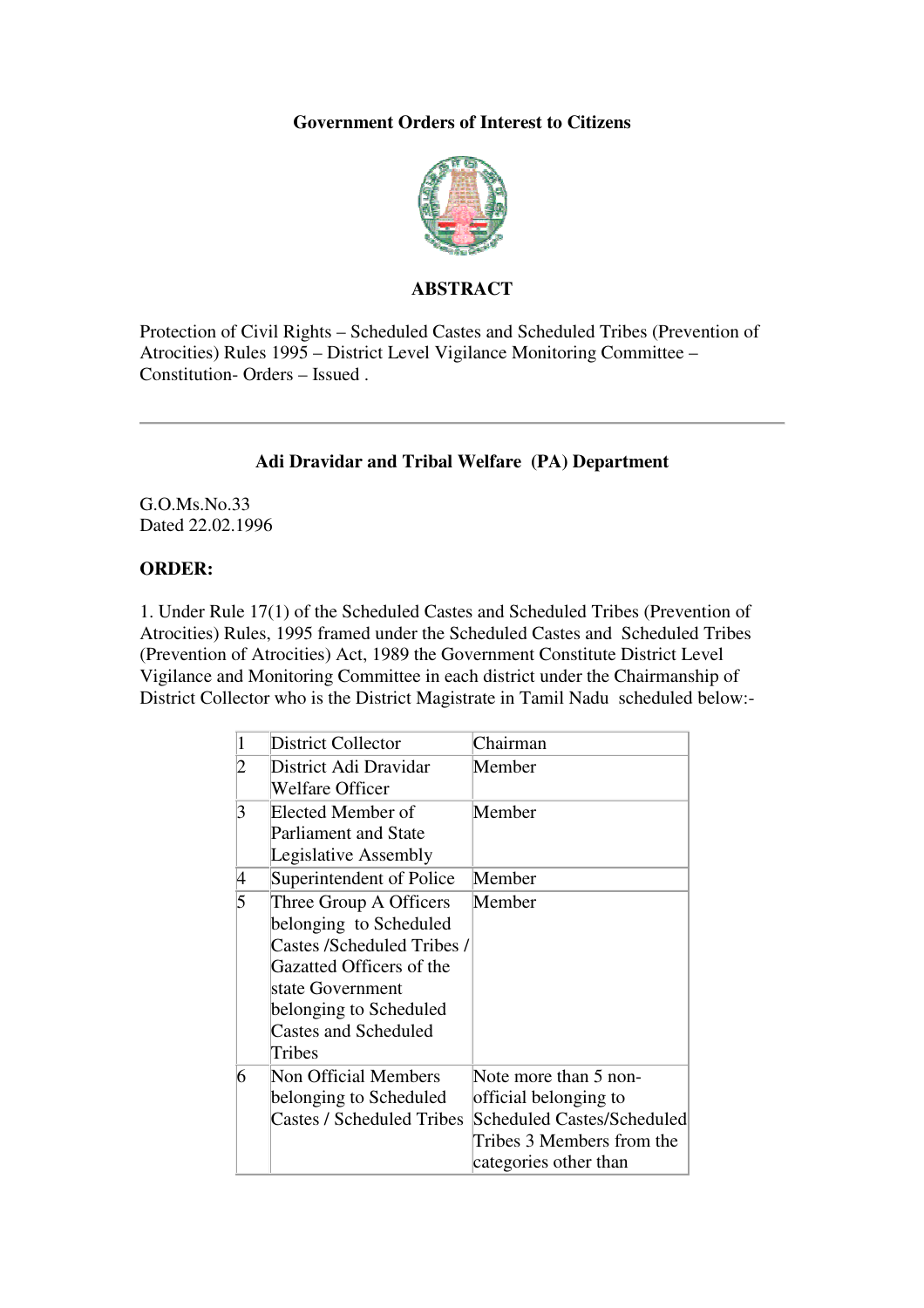**Government Orders of Interest to Citizens**

**ABSTRACT**

Protection of Civil Rights – Scheduled Castes and Scheduled Tribes (Prevention of Atrocities) Rules 1995 – District Level Vigilance Monitoring Committee – Constitution- Orders – Issued .

---

**Adi Dravidar and Tribal Welfare (PA) Department**

G.O.Ms.No.33
Dated 22.02.1996

**ORDER:**

1. Under Rule 17(1) of the Scheduled Castes and Scheduled Tribes (Prevention of Atrocities) Rules, 1995 framed under the Scheduled Castes and Scheduled Tribes (Prevention of Atrocities) Act, 1989 the Government Constitute District Level Vigilance and Monitoring Committee in each district under the Chairmanship of District Collector who is the District Magistrate in Tamil Nadu scheduled below:-

| | | |
|---|---|---|
| 1 | District Collector | Chairman |
| 2 | District Adi Dravidar Welfare Officer | Member |
| 3 | Elected Member of Parliament and State Legislative Assembly | Member |
| 4 | Superintendent of Police | Member |
| 5 | Three Group A Officers belonging to Scheduled Castes /Scheduled Tribes / Gazatted Officers of the state Government belonging to Scheduled Castes and Scheduled Tribes | Member |
| 6 | Non Official Members belonging to Scheduled Castes / Scheduled Tribes | Note more than 5 non-official belonging to Scheduled Castes/Scheduled Tribes 3 Members from the categories other than |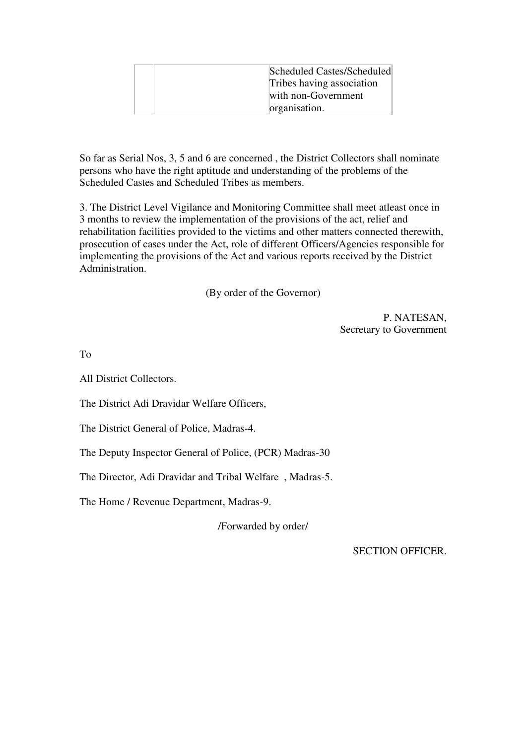| | | |
|---|---|---|
| | | Scheduled Castes/Scheduled Tribes having association with non-Government organisation. |

So far as Serial Nos, 3, 5 and 6 are concerned , the District Collectors shall nominate persons who have the right aptitude and understanding of the problems of the Scheduled Castes and Scheduled Tribes as members.

3. The District Level Vigilance and Monitoring Committee shall meet atleast once in 3 months to review the implementation of the provisions of the act, relief and rehabilitation facilities provided to the victims and other matters connected therewith, prosecution of cases under the Act, role of different Officers/Agencies responsible for implementing the provisions of the Act and various reports received by the District Administration.

(By order of the Governor)

P. NATESAN,
Secretary to Government

To

All District Collectors.

The District Adi Dravidar Welfare Officers,

The District General of Police, Madras-4.

The Deputy Inspector General of Police, (PCR) Madras-30

The Director, Adi Dravidar and Tribal Welfare , Madras-5.

The Home / Revenue Department, Madras-9.

/Forwarded by order/

SECTION OFFICER.